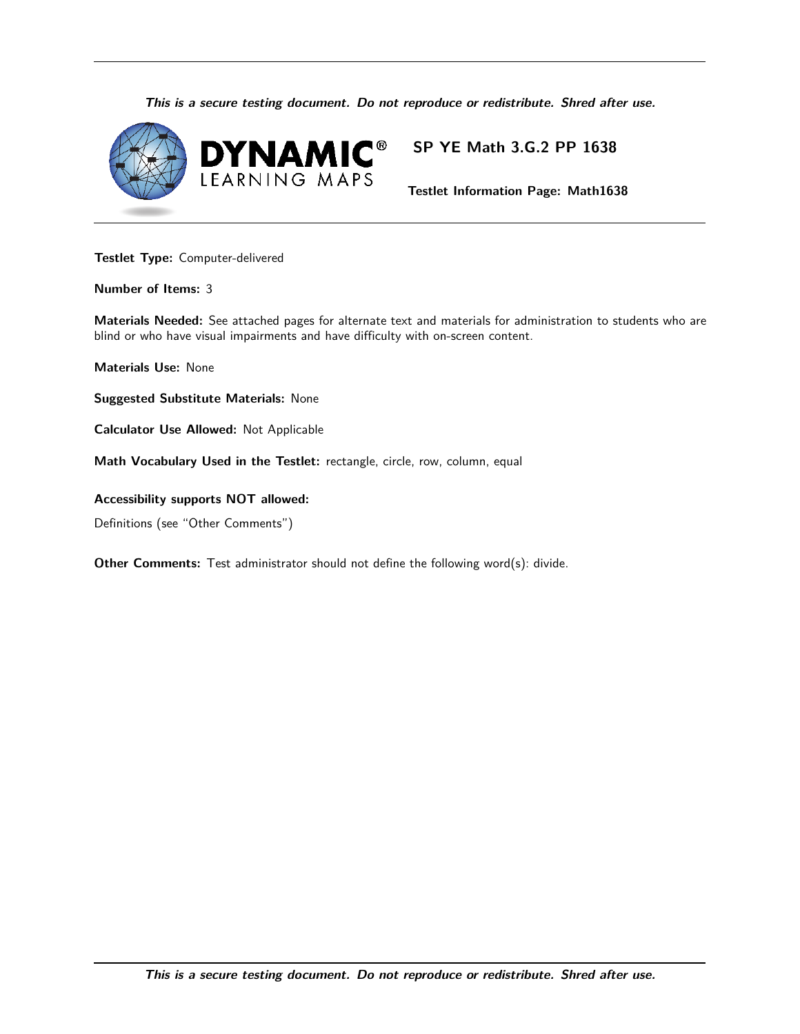# SP YE Math 3.G.2 PP 1638

**Testlet Information Page: Math1638**

**Testlet Type:** Computer-delivered

**Number of Items:** 3

**Materials Needed:** See attached pages for alternate text and materials for administration to students who are blind or who have visual impairments and have difficulty with on-screen content.

**Materials Use:** None

**Suggested Substitute Materials:** None

**Calculator Use Allowed:** Not Applicable

**Math Vocabulary Used in the Testlet:** rectangle, circle, row, column, equal

**Accessibility supports NOT allowed:**

Definitions (see "Other Comments")

**Other Comments:** Test administrator should not define the following word(s): divide.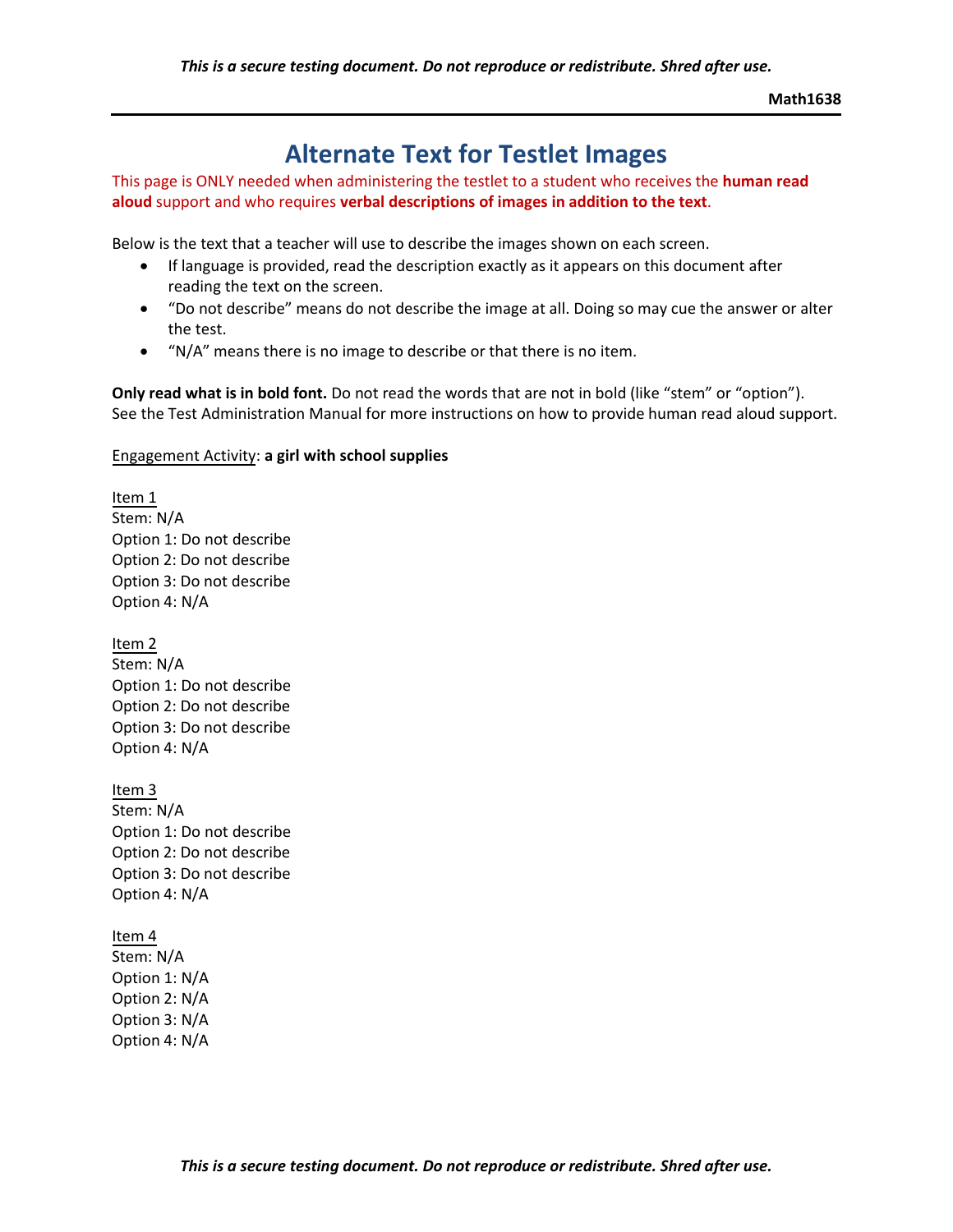# Alternate Text for Testlet Images

This page is ONLY needed when administering the testlet to a student who receives the **human read aloud** support and who requires **verbal descriptions of images in addition to the text**.

Below is the text that a teacher will use to describe the images shown on each screen.

- If language is provided, read the description exactly as it appears on this document after reading the text on the screen.
- "Do not describe" means do not describe the image at all. Doing so may cue the answer or alter the test.
- "N/A" means there is no image to describe or that there is no item.

**Only read what is in bold font.** Do not read the words that are not in bold (like "stem" or "option"). See the Test Administration Manual for more instructions on how to provide human read aloud support.

Engagement Activity: **a girl with school supplies**

Item 1
Stem: N/A
Option 1: Do not describe
Option 2: Do not describe
Option 3: Do not describe
Option 4: N/A

Item 2
Stem: N/A
Option 1: Do not describe
Option 2: Do not describe
Option 3: Do not describe
Option 4: N/A

Item 3
Stem: N/A
Option 1: Do not describe
Option 2: Do not describe
Option 3: Do not describe
Option 4: N/A

Item 4
Stem: N/A
Option 1: N/A
Option 2: N/A
Option 3: N/A
Option 4: N/A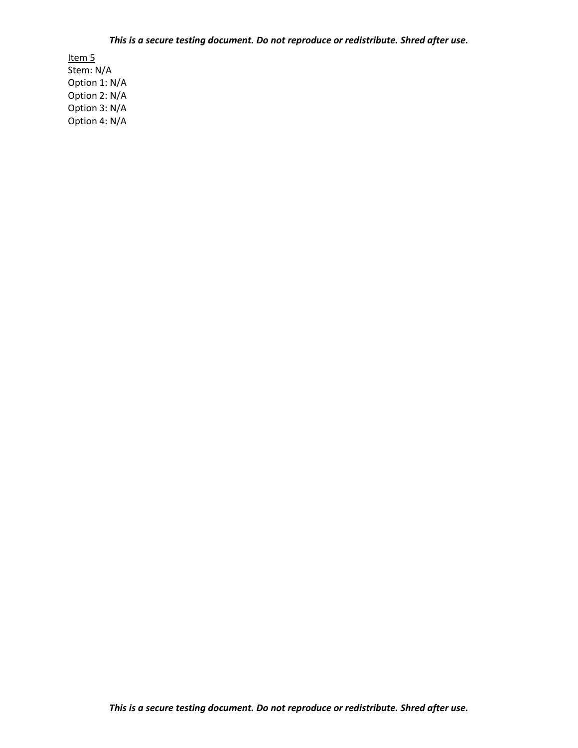Item 5

Stem: N/A

Option 1: N/A

Option 2: N/A

Option 3: N/A

Option 4: N/A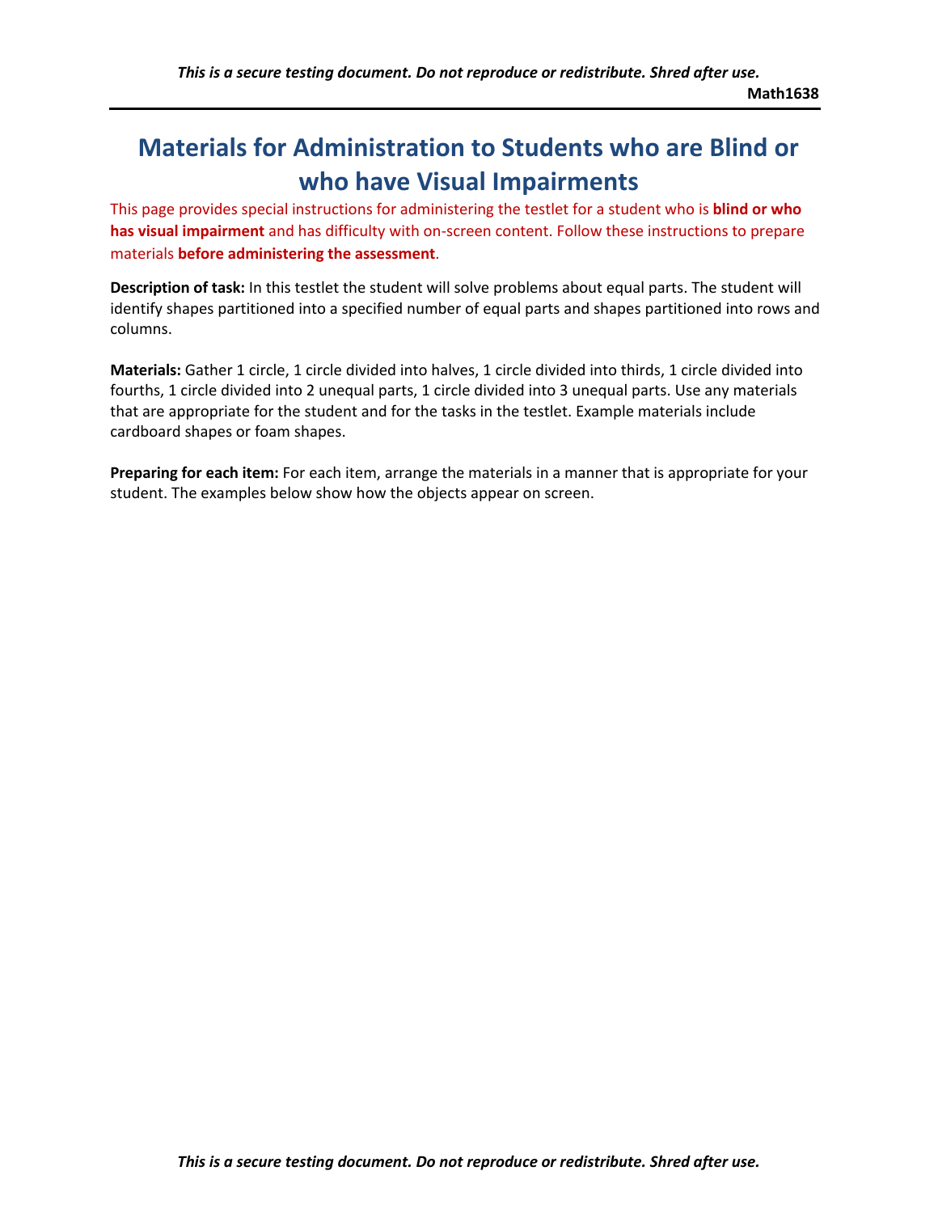# Materials for Administration to Students who are Blind or who have Visual Impairments

This page provides special instructions for administering the testlet for a student who is **blind or who has visual impairment** and has difficulty with on-screen content. Follow these instructions to prepare materials **before administering the assessment**.

**Description of task:** In this testlet the student will solve problems about equal parts. The student will identify shapes partitioned into a specified number of equal parts and shapes partitioned into rows and columns.

**Materials:** Gather 1 circle, 1 circle divided into halves, 1 circle divided into thirds, 1 circle divided into fourths, 1 circle divided into 2 unequal parts, 1 circle divided into 3 unequal parts. Use any materials that are appropriate for the student and for the tasks in the testlet. Example materials include cardboard shapes or foam shapes.

**Preparing for each item:** For each item, arrange the materials in a manner that is appropriate for your student. The examples below show how the objects appear on screen.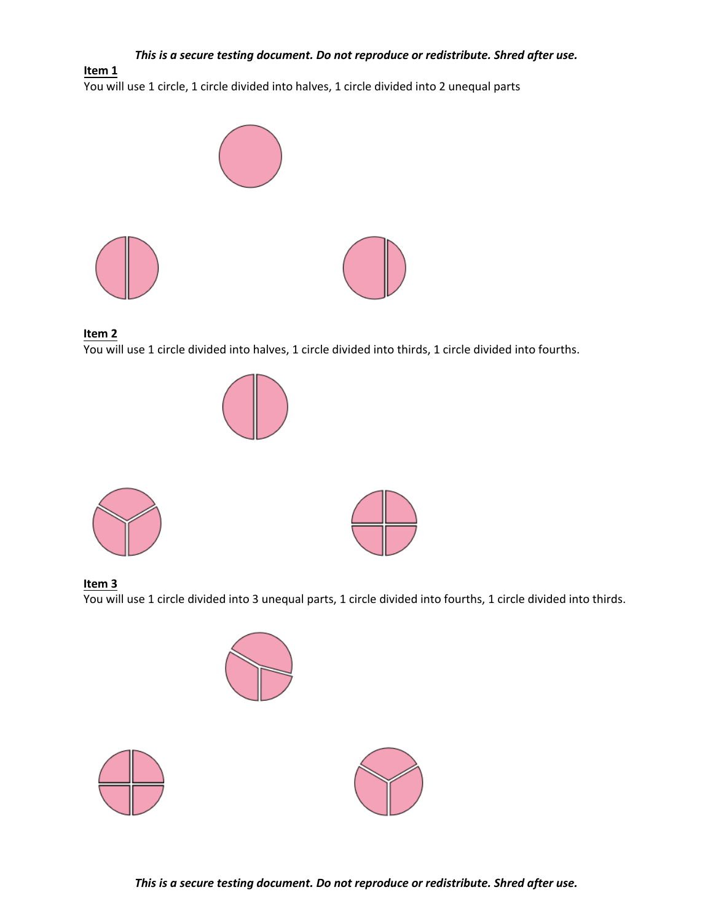**Item 1**

You will use 1 circle, 1 circle divided into halves, 1 circle divided into 2 unequal parts

**Item 2**

You will use 1 circle divided into halves, 1 circle divided into thirds, 1 circle divided into fourths.

**Item 3**

You will use 1 circle divided into 3 unequal parts, 1 circle divided into fourths, 1 circle divided into thirds.